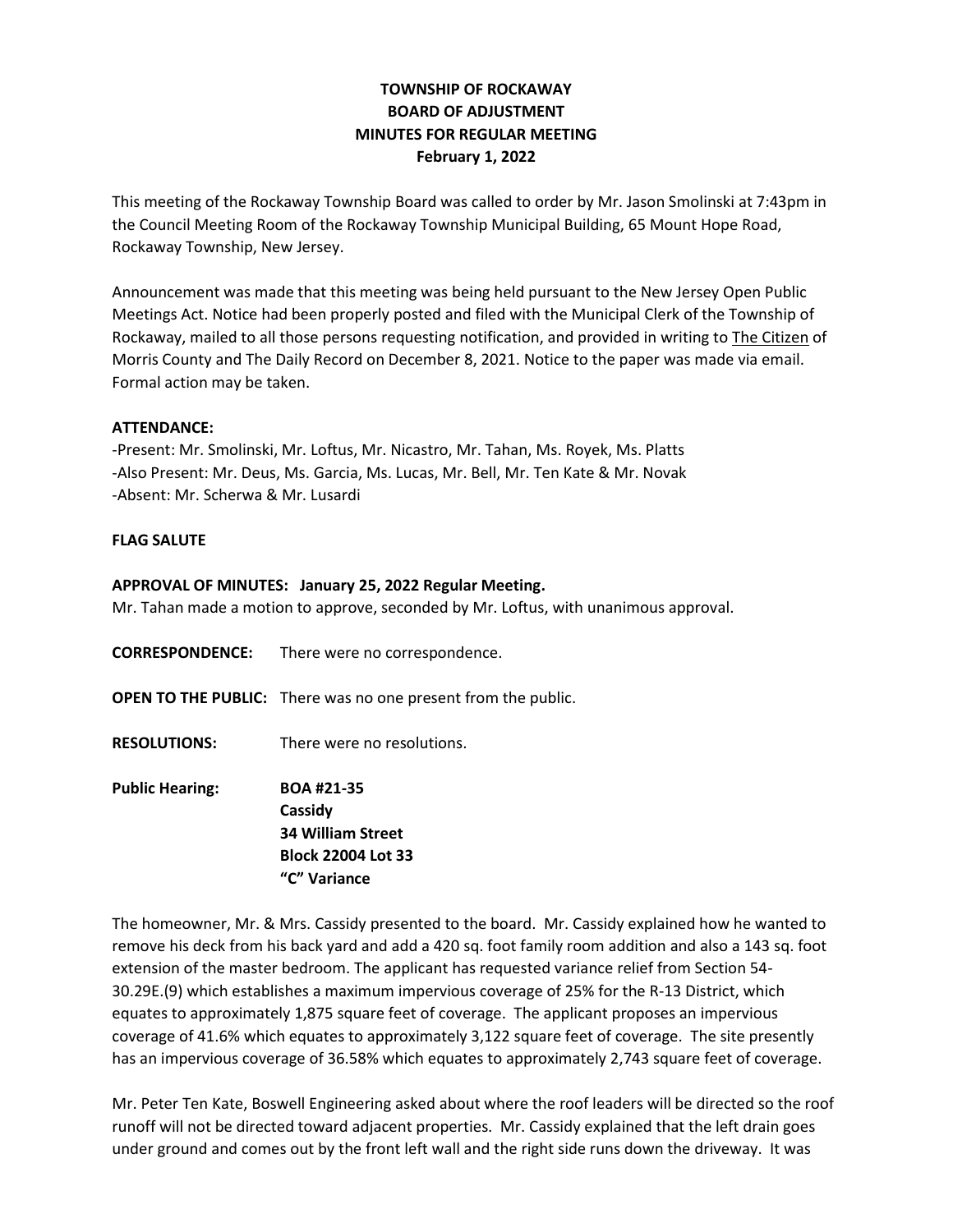# TOWNSHIP OF ROCKAWAY
# BOARD OF ADJUSTMENT
# MINUTES FOR REGULAR MEETING
# February 1, 2022

This meeting of the Rockaway Township Board was called to order by Mr. Jason Smolinski at 7:43pm in the Council Meeting Room of the Rockaway Township Municipal Building, 65 Mount Hope Road, Rockaway Township, New Jersey.

Announcement was made that this meeting was being held pursuant to the New Jersey Open Public Meetings Act. Notice had been properly posted and filed with the Municipal Clerk of the Township of Rockaway, mailed to all those persons requesting notification, and provided in writing to The Citizen of Morris County and The Daily Record on December 8, 2021. Notice to the paper was made via email. Formal action may be taken.

**ATTENDANCE:**

-Present: Mr. Smolinski, Mr. Loftus, Mr. Nicastro, Mr. Tahan, Ms. Royek, Ms. Platts
-Also Present: Mr. Deus, Ms. Garcia, Ms. Lucas, Mr. Bell, Mr. Ten Kate & Mr. Novak
-Absent: Mr. Scherwa & Mr. Lusardi

**FLAG SALUTE**

**APPROVAL OF MINUTES: January 25, 2022 Regular Meeting.**

Mr. Tahan made a motion to approve, seconded by Mr. Loftus, with unanimous approval.

**CORRESPONDENCE:** There were no correspondence.

**OPEN TO THE PUBLIC:** There was no one present from the public.

**RESOLUTIONS:** There were no resolutions.

**Public Hearing:** **BOA #21-35**
**Cassidy**
**34 William Street**
**Block 22004 Lot 33**
**"C" Variance**

The homeowner, Mr. & Mrs. Cassidy presented to the board. Mr. Cassidy explained how he wanted to remove his deck from his back yard and add a 420 sq. foot family room addition and also a 143 sq. foot extension of the master bedroom. The applicant has requested variance relief from Section 54-30.29E.(9) which establishes a maximum impervious coverage of 25% for the R-13 District, which equates to approximately 1,875 square feet of coverage. The applicant proposes an impervious coverage of 41.6% which equates to approximately 3,122 square feet of coverage. The site presently has an impervious coverage of 36.58% which equates to approximately 2,743 square feet of coverage.

Mr. Peter Ten Kate, Boswell Engineering asked about where the roof leaders will be directed so the roof runoff will not be directed toward adjacent properties. Mr. Cassidy explained that the left drain goes under ground and comes out by the front left wall and the right side runs down the driveway. It was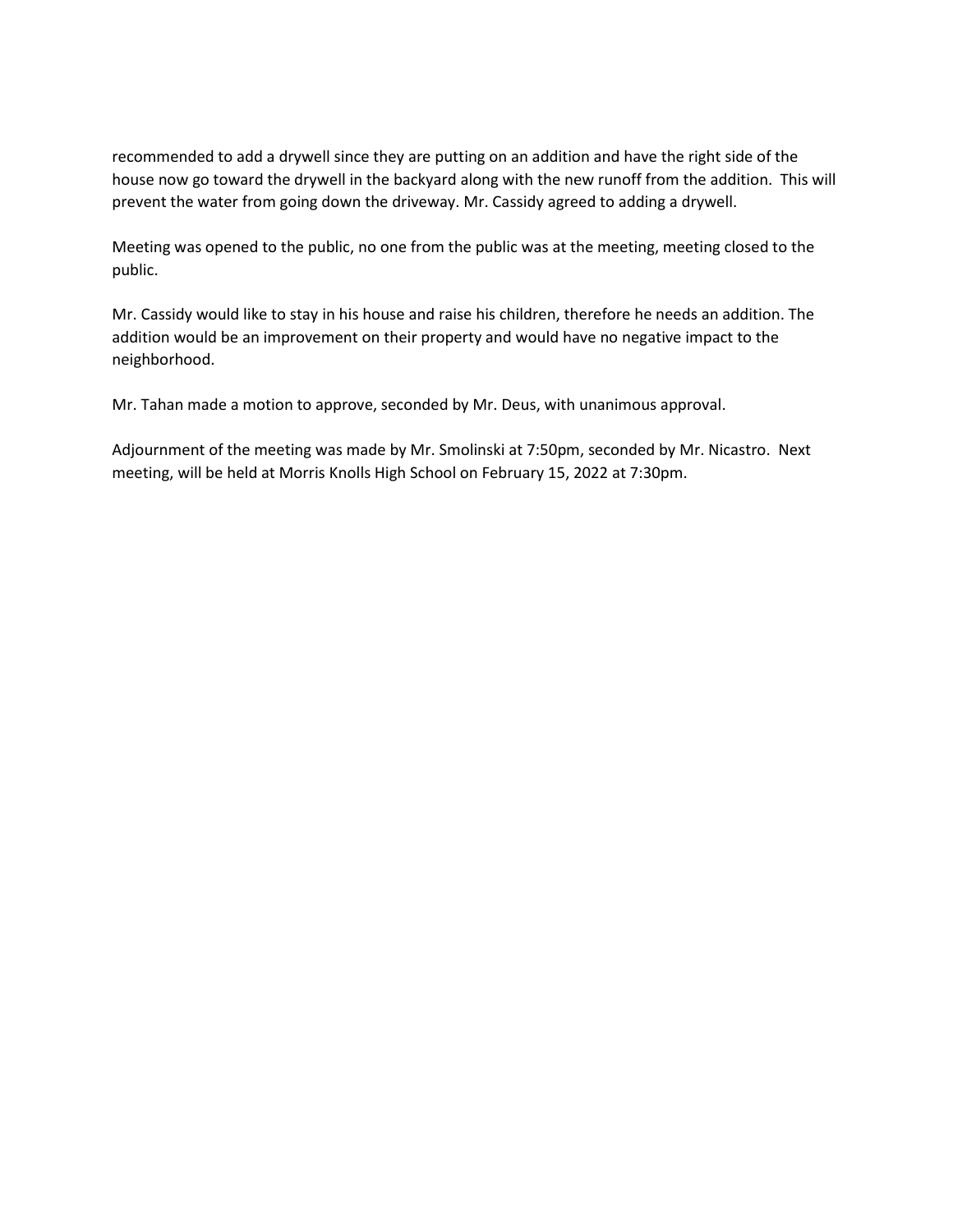recommended to add a drywell since they are putting on an addition and have the right side of the house now go toward the drywell in the backyard along with the new runoff from the addition. This will prevent the water from going down the driveway. Mr. Cassidy agreed to adding a drywell.

Meeting was opened to the public, no one from the public was at the meeting, meeting closed to the public.

Mr. Cassidy would like to stay in his house and raise his children, therefore he needs an addition. The addition would be an improvement on their property and would have no negative impact to the neighborhood.

Mr. Tahan made a motion to approve, seconded by Mr. Deus, with unanimous approval.

Adjournment of the meeting was made by Mr. Smolinski at 7:50pm, seconded by Mr. Nicastro. Next meeting, will be held at Morris Knolls High School on February 15, 2022 at 7:30pm.